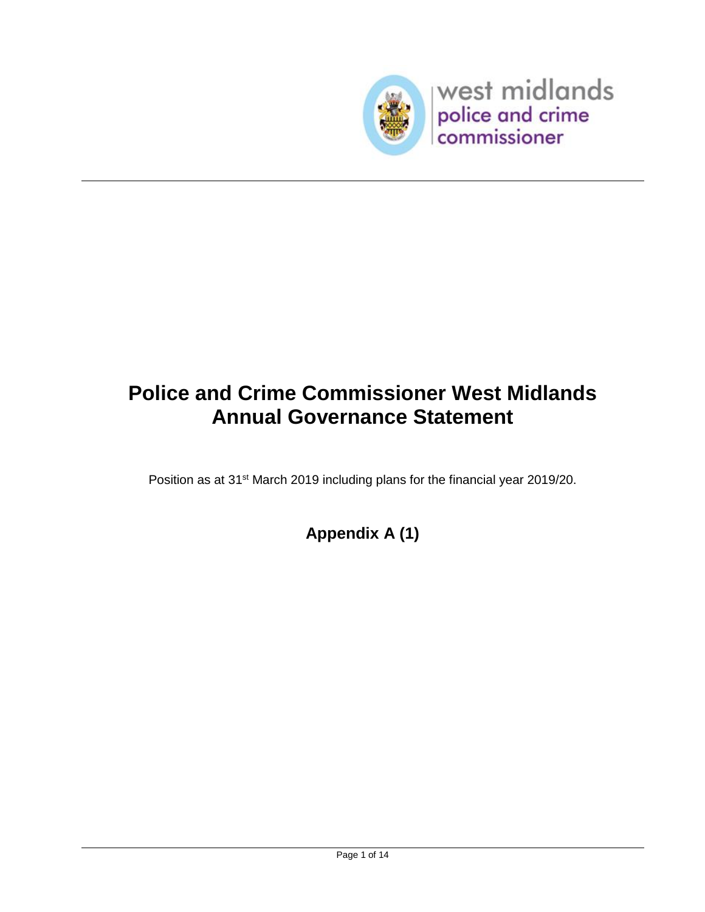west midlands
police and crime
commissioner

# Police and Crime Commissioner West Midlands Annual Governance Statement

Position as at 31st March 2019 including plans for the financial year 2019/20.

## Appendix A (1)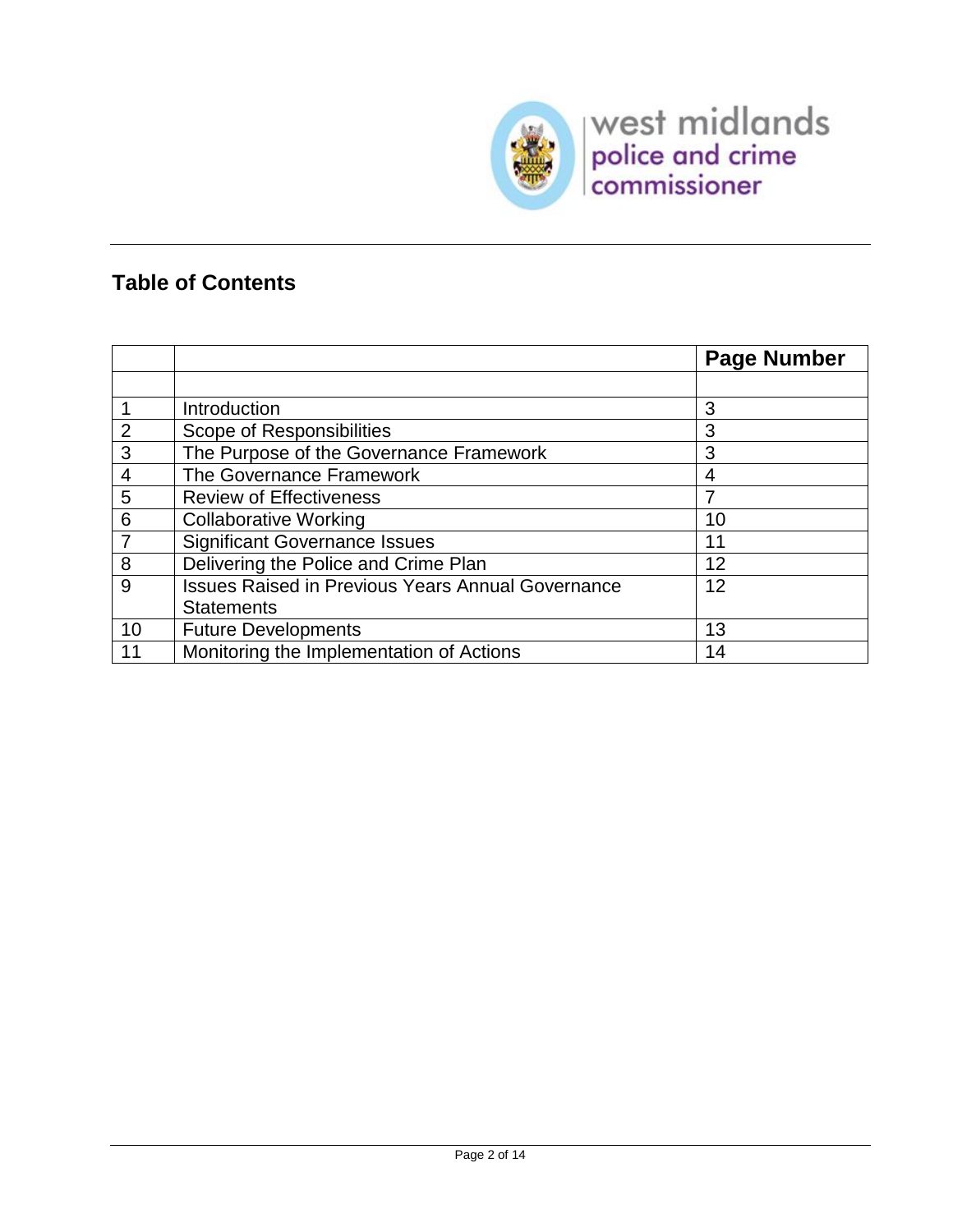## Table of Contents

| | | Page Number |
|---|---|---|
| | | |
| 1 | Introduction | 3 |
| 2 | Scope of Responsibilities | 3 |
| 3 | The Purpose of the Governance Framework | 3 |
| 4 | The Governance Framework | 4 |
| 5 | Review of Effectiveness | 7 |
| 6 | Collaborative Working | 10 |
| 7 | Significant Governance Issues | 11 |
| 8 | Delivering the Police and Crime Plan | 12 |
| 9 | Issues Raised in Previous Years Annual Governance Statements | 12 |
| 10 | Future Developments | 13 |
| 11 | Monitoring the Implementation of Actions | 14 |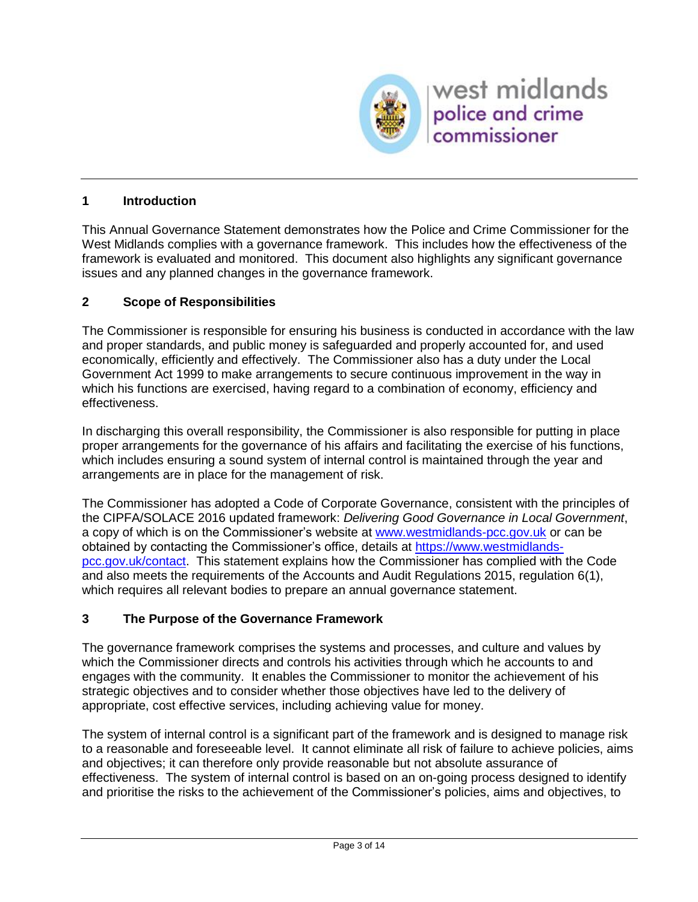## 1 Introduction

This Annual Governance Statement demonstrates how the Police and Crime Commissioner for the West Midlands complies with a governance framework. This includes how the effectiveness of the framework is evaluated and monitored. This document also highlights any significant governance issues and any planned changes in the governance framework.

## 2 Scope of Responsibilities

The Commissioner is responsible for ensuring his business is conducted in accordance with the law and proper standards, and public money is safeguarded and properly accounted for, and used economically, efficiently and effectively. The Commissioner also has a duty under the Local Government Act 1999 to make arrangements to secure continuous improvement in the way in which his functions are exercised, having regard to a combination of economy, efficiency and effectiveness.

In discharging this overall responsibility, the Commissioner is also responsible for putting in place proper arrangements for the governance of his affairs and facilitating the exercise of his functions, which includes ensuring a sound system of internal control is maintained through the year and arrangements are in place for the management of risk.

The Commissioner has adopted a Code of Corporate Governance, consistent with the principles of the CIPFA/SOLACE 2016 updated framework: *Delivering Good Governance in Local Government*, a copy of which is on the Commissioner's website at [www.westmidlands-pcc.gov.uk](http://www.westmidlands-pcc.gov.uk) or can be obtained by contacting the Commissioner's office, details at [https://www.westmidlands-pcc.gov.uk/contact](https://www.westmidlands-pcc.gov.uk/contact). This statement explains how the Commissioner has complied with the Code and also meets the requirements of the Accounts and Audit Regulations 2015, regulation 6(1), which requires all relevant bodies to prepare an annual governance statement.

## 3 The Purpose of the Governance Framework

The governance framework comprises the systems and processes, and culture and values by which the Commissioner directs and controls his activities through which he accounts to and engages with the community. It enables the Commissioner to monitor the achievement of his strategic objectives and to consider whether those objectives have led to the delivery of appropriate, cost effective services, including achieving value for money.

The system of internal control is a significant part of the framework and is designed to manage risk to a reasonable and foreseeable level. It cannot eliminate all risk of failure to achieve policies, aims and objectives; it can therefore only provide reasonable but not absolute assurance of effectiveness. The system of internal control is based on an on-going process designed to identify and prioritise the risks to the achievement of the Commissioner's policies, aims and objectives, to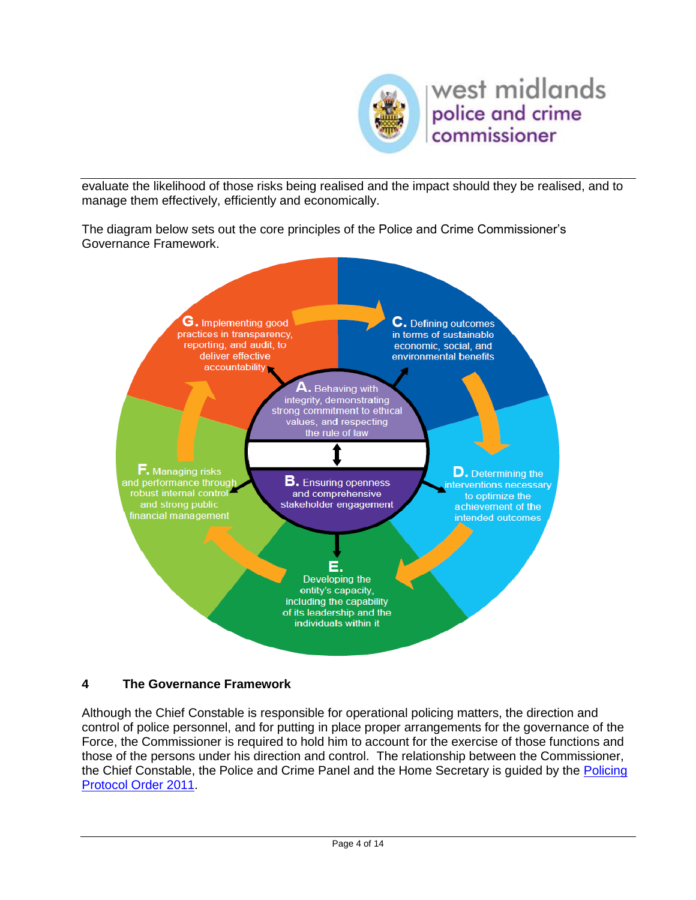evaluate the likelihood of those risks being realised and the impact should they be realised, and to manage them effectively, efficiently and economically.

The diagram below sets out the core principles of the Police and Crime Commissioner's Governance Framework.

**A.** Behaving with integrity, demonstrating strong commitment to ethical values, and respecting the rule of law

**B.** Ensuring openness and comprehensive stakeholder engagement

**C.** Defining outcomes in terms of sustainable economic, social, and environmental benefits

**D.** Determining the interventions necessary to optimize the achievement of the intended outcomes

**E.** Developing the entity's capacity, including the capability of its leadership and the individuals within it

**F.** Managing risks and performance through robust internal control and strong public financial management

**G.** Implementing good practices in transparency, reporting, and audit, to deliver effective accountability

## 4 The Governance Framework

Although the Chief Constable is responsible for operational policing matters, the direction and control of police personnel, and for putting in place proper arrangements for the governance of the Force, the Commissioner is required to hold him to account for the exercise of those functions and those of the persons under his direction and control. The relationship between the Commissioner, the Chief Constable, the Police and Crime Panel and the Home Secretary is guided by the Policing Protocol Order 2011.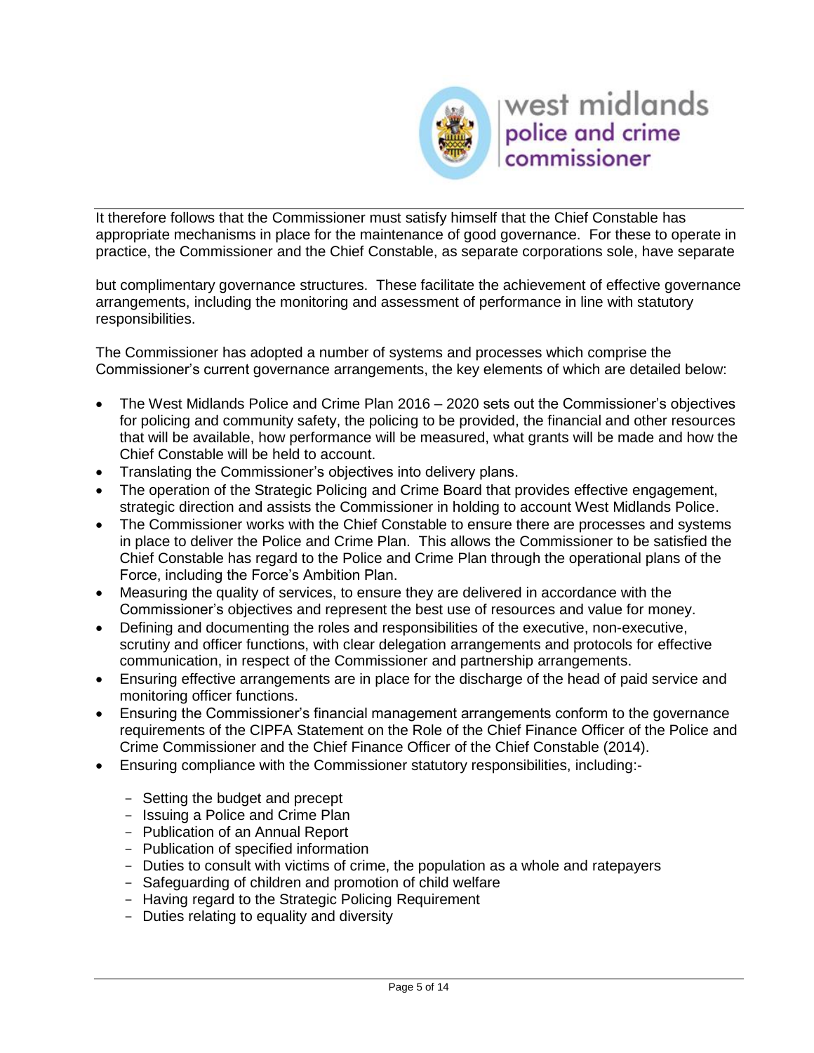It therefore follows that the Commissioner must satisfy himself that the Chief Constable has appropriate mechanisms in place for the maintenance of good governance. For these to operate in practice, the Commissioner and the Chief Constable, as separate corporations sole, have separate

but complimentary governance structures. These facilitate the achievement of effective governance arrangements, including the monitoring and assessment of performance in line with statutory responsibilities.

The Commissioner has adopted a number of systems and processes which comprise the Commissioner's current governance arrangements, the key elements of which are detailed below:

- The West Midlands Police and Crime Plan 2016 – 2020 sets out the Commissioner's objectives for policing and community safety, the policing to be provided, the financial and other resources that will be available, how performance will be measured, what grants will be made and how the Chief Constable will be held to account.
- Translating the Commissioner's objectives into delivery plans.
- The operation of the Strategic Policing and Crime Board that provides effective engagement, strategic direction and assists the Commissioner in holding to account West Midlands Police.
- The Commissioner works with the Chief Constable to ensure there are processes and systems in place to deliver the Police and Crime Plan. This allows the Commissioner to be satisfied the Chief Constable has regard to the Police and Crime Plan through the operational plans of the Force, including the Force's Ambition Plan.
- Measuring the quality of services, to ensure they are delivered in accordance with the Commissioner's objectives and represent the best use of resources and value for money.
- Defining and documenting the roles and responsibilities of the executive, non-executive, scrutiny and officer functions, with clear delegation arrangements and protocols for effective communication, in respect of the Commissioner and partnership arrangements.
- Ensuring effective arrangements are in place for the discharge of the head of paid service and monitoring officer functions.
- Ensuring the Commissioner's financial management arrangements conform to the governance requirements of the CIPFA Statement on the Role of the Chief Finance Officer of the Police and Crime Commissioner and the Chief Finance Officer of the Chief Constable (2014).
- Ensuring compliance with the Commissioner statutory responsibilities, including:-
  - Setting the budget and precept
  - Issuing a Police and Crime Plan
  - Publication of an Annual Report
  - Publication of specified information
  - Duties to consult with victims of crime, the population as a whole and ratepayers
  - Safeguarding of children and promotion of child welfare
  - Having regard to the Strategic Policing Requirement
  - Duties relating to equality and diversity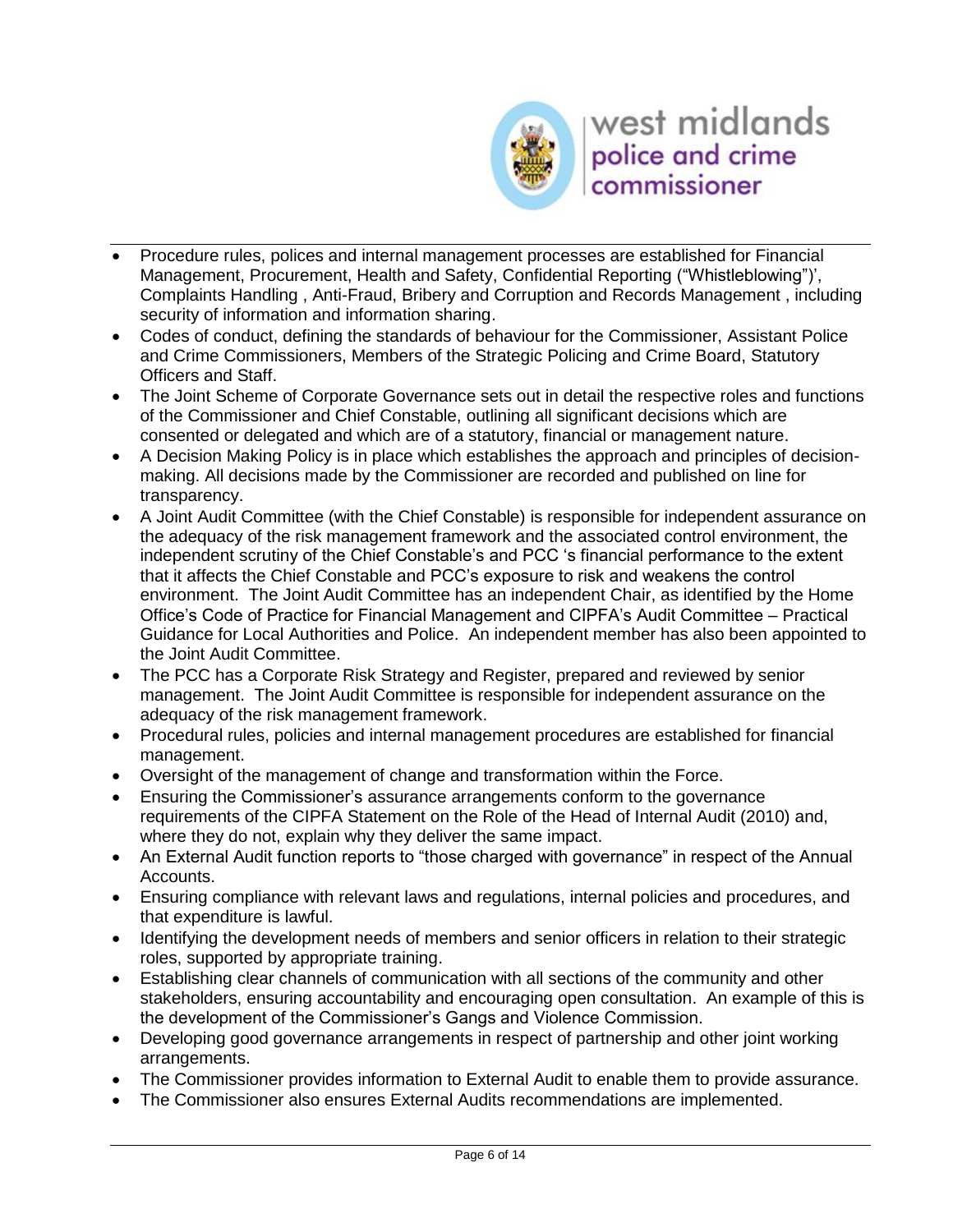- Procedure rules, polices and internal management processes are established for Financial Management, Procurement, Health and Safety, Confidential Reporting ("Whistleblowing")', Complaints Handling , Anti-Fraud, Bribery and Corruption and Records Management , including security of information and information sharing.
- Codes of conduct, defining the standards of behaviour for the Commissioner, Assistant Police and Crime Commissioners, Members of the Strategic Policing and Crime Board, Statutory Officers and Staff.
- The Joint Scheme of Corporate Governance sets out in detail the respective roles and functions of the Commissioner and Chief Constable, outlining all significant decisions which are consented or delegated and which are of a statutory, financial or management nature.
- A Decision Making Policy is in place which establishes the approach and principles of decision-making. All decisions made by the Commissioner are recorded and published on line for transparency.
- A Joint Audit Committee (with the Chief Constable) is responsible for independent assurance on the adequacy of the risk management framework and the associated control environment, the independent scrutiny of the Chief Constable's and PCC 's financial performance to the extent that it affects the Chief Constable and PCC's exposure to risk and weakens the control environment. The Joint Audit Committee has an independent Chair, as identified by the Home Office's Code of Practice for Financial Management and CIPFA's Audit Committee – Practical Guidance for Local Authorities and Police. An independent member has also been appointed to the Joint Audit Committee.
- The PCC has a Corporate Risk Strategy and Register, prepared and reviewed by senior management. The Joint Audit Committee is responsible for independent assurance on the adequacy of the risk management framework.
- Procedural rules, policies and internal management procedures are established for financial management.
- Oversight of the management of change and transformation within the Force.
- Ensuring the Commissioner's assurance arrangements conform to the governance requirements of the CIPFA Statement on the Role of the Head of Internal Audit (2010) and, where they do not, explain why they deliver the same impact.
- An External Audit function reports to "those charged with governance" in respect of the Annual Accounts.
- Ensuring compliance with relevant laws and regulations, internal policies and procedures, and that expenditure is lawful.
- Identifying the development needs of members and senior officers in relation to their strategic roles, supported by appropriate training.
- Establishing clear channels of communication with all sections of the community and other stakeholders, ensuring accountability and encouraging open consultation. An example of this is the development of the Commissioner's Gangs and Violence Commission.
- Developing good governance arrangements in respect of partnership and other joint working arrangements.
- The Commissioner provides information to External Audit to enable them to provide assurance.
- The Commissioner also ensures External Audits recommendations are implemented.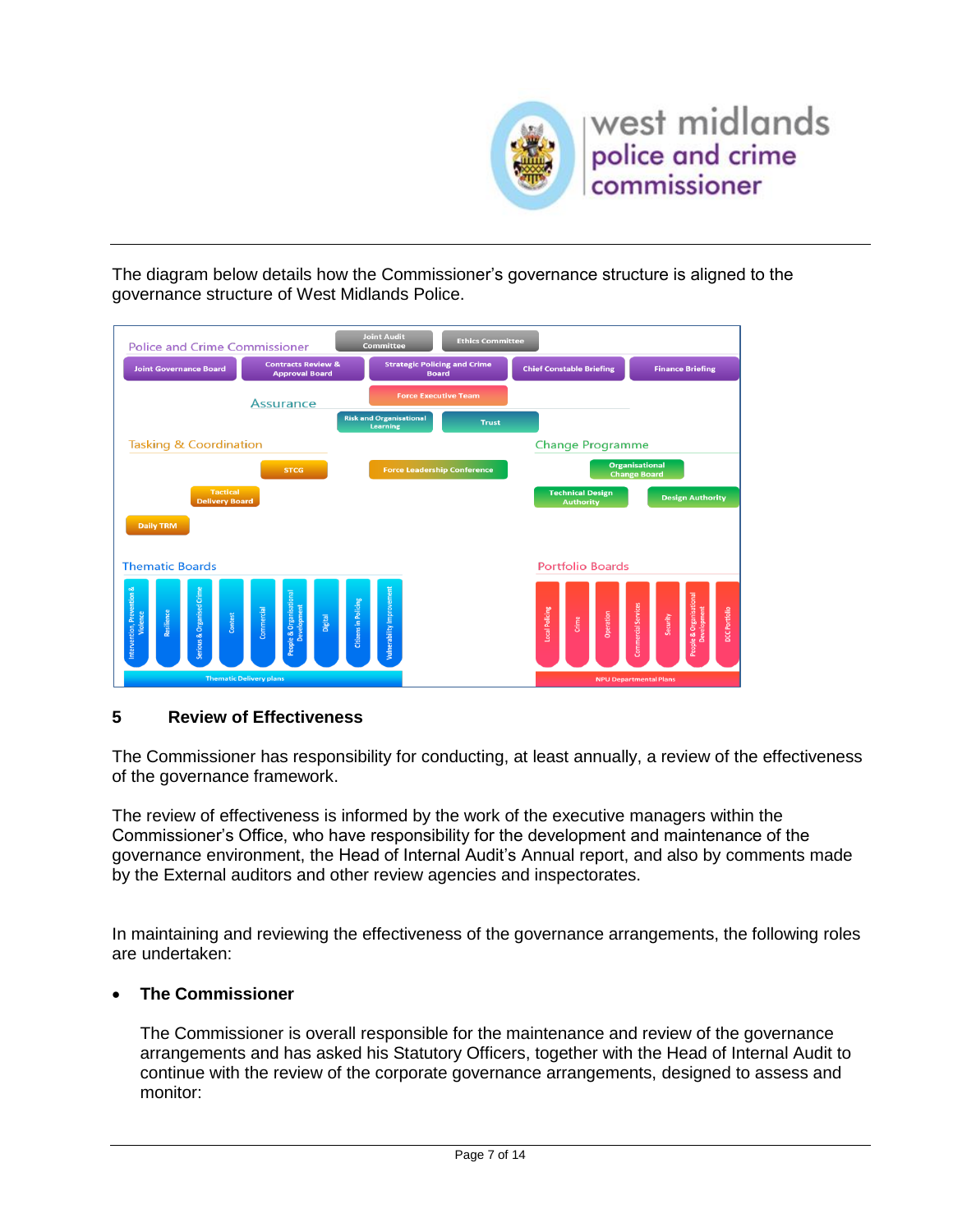The diagram below details how the Commissioner's governance structure is aligned to the governance structure of West Midlands Police.

Police and Crime Commissioner

- Joint Audit Committee
- Ethics Committee
- Joint Governance Board
- Contracts Review & Approval Board
- Strategic Policing and Crime Board
- Chief Constable Briefing
- Finance Briefing

Force Executive Team

Assurance

- Risk and Organisational Learning
- Trust

Tasking & Coordination

- STCG
- Force Leadership Conference
- Tactical Delivery Board
- Daily TRM

Change Programme

- Organisational Change Board
- Technical Design Authority
- Design Authority

Thematic Boards

- Intervention, Prevention & Violence
- Resilience
- Serious & Organised Crime
- Contest
- Commercial
- People & Organisational Development
- Digital
- Citizens in Policing
- Vulnerability Improvement

Thematic Delivery plans

Portfolio Boards

- Local Policing
- Crime
- Operation
- Commercial Services
- Security
- People & Organisational Development
- DCC Portfolio

NPU Departmental Plans

## 5 Review of Effectiveness

The Commissioner has responsibility for conducting, at least annually, a review of the effectiveness of the governance framework.

The review of effectiveness is informed by the work of the executive managers within the Commissioner's Office, who have responsibility for the development and maintenance of the governance environment, the Head of Internal Audit's Annual report, and also by comments made by the External auditors and other review agencies and inspectorates.

In maintaining and reviewing the effectiveness of the governance arrangements, the following roles are undertaken:

- **The Commissioner**

  The Commissioner is overall responsible for the maintenance and review of the governance arrangements and has asked his Statutory Officers, together with the Head of Internal Audit to continue with the review of the corporate governance arrangements, designed to assess and monitor: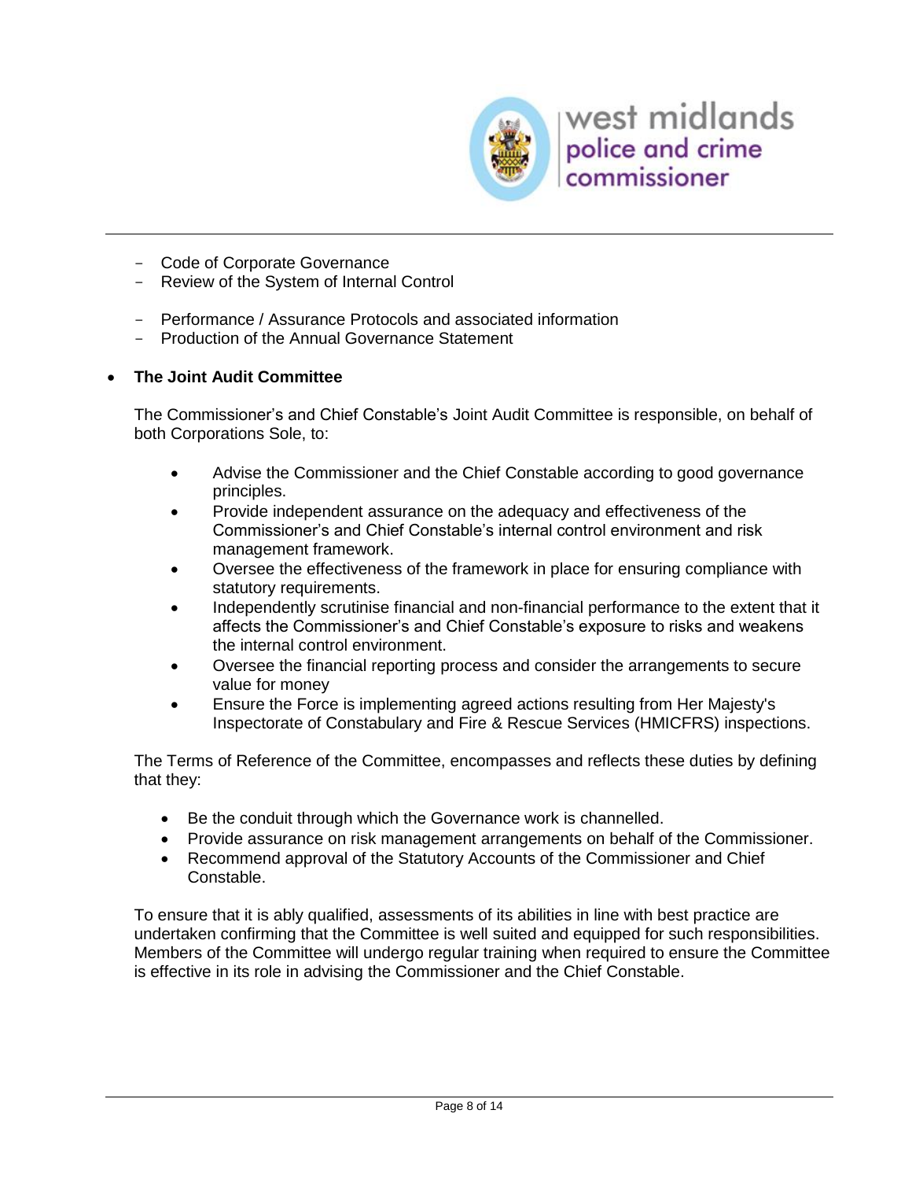- Code of Corporate Governance
- Review of the System of Internal Control
- Performance / Assurance Protocols and associated information
- Production of the Annual Governance Statement

- **The Joint Audit Committee**

  The Commissioner's and Chief Constable's Joint Audit Committee is responsible, on behalf of both Corporations Sole, to:

  - Advise the Commissioner and the Chief Constable according to good governance principles.
  - Provide independent assurance on the adequacy and effectiveness of the Commissioner's and Chief Constable's internal control environment and risk management framework.
  - Oversee the effectiveness of the framework in place for ensuring compliance with statutory requirements.
  - Independently scrutinise financial and non-financial performance to the extent that it affects the Commissioner's and Chief Constable's exposure to risks and weakens the internal control environment.
  - Oversee the financial reporting process and consider the arrangements to secure value for money
  - Ensure the Force is implementing agreed actions resulting from Her Majesty's Inspectorate of Constabulary and Fire & Rescue Services (HMICFRS) inspections.

  The Terms of Reference of the Committee, encompasses and reflects these duties by defining that they:

  - Be the conduit through which the Governance work is channelled.
  - Provide assurance on risk management arrangements on behalf of the Commissioner.
  - Recommend approval of the Statutory Accounts of the Commissioner and Chief Constable.

  To ensure that it is ably qualified, assessments of its abilities in line with best practice are undertaken confirming that the Committee is well suited and equipped for such responsibilities. Members of the Committee will undergo regular training when required to ensure the Committee is effective in its role in advising the Commissioner and the Chief Constable.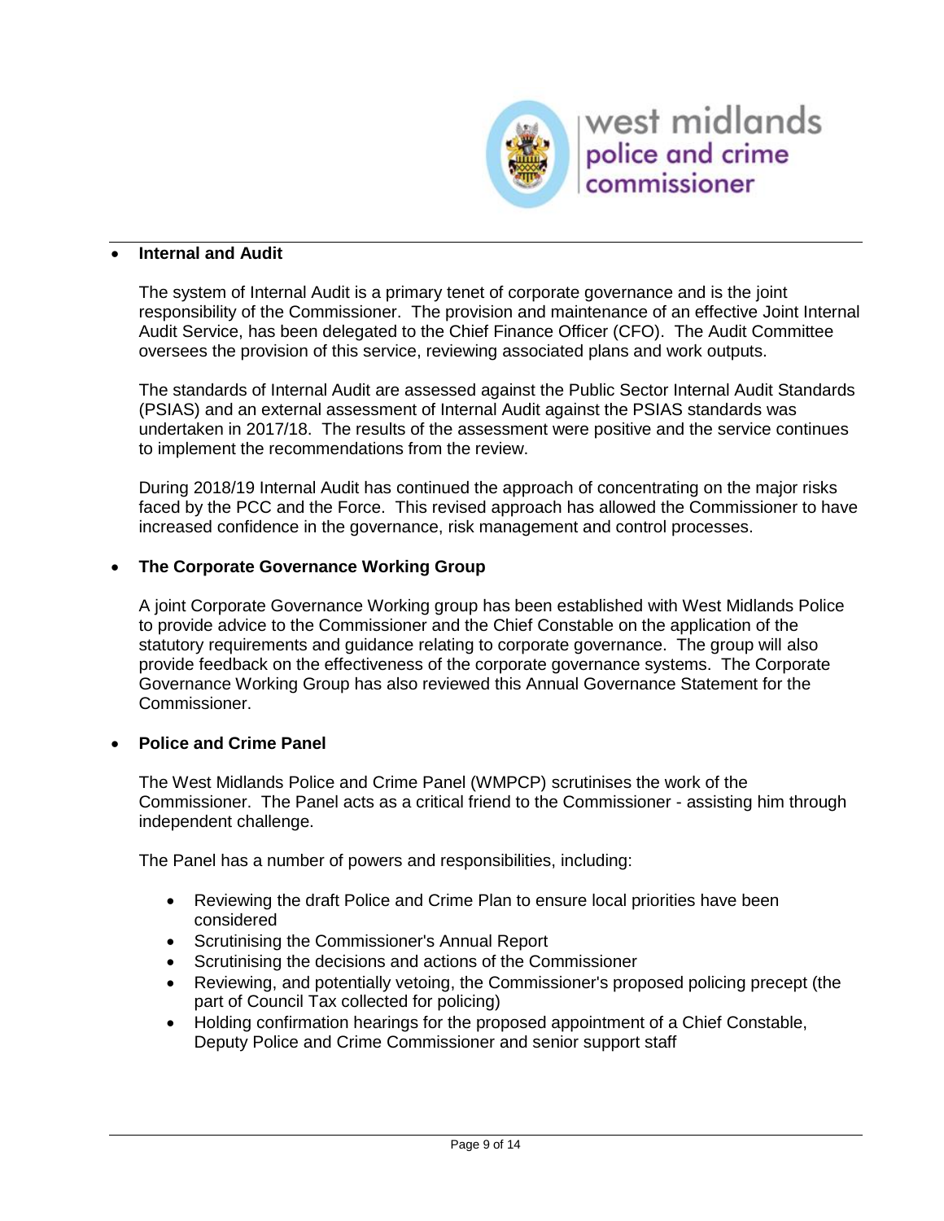- **Internal and Audit**

  The system of Internal Audit is a primary tenet of corporate governance and is the joint responsibility of the Commissioner. The provision and maintenance of an effective Joint Internal Audit Service, has been delegated to the Chief Finance Officer (CFO). The Audit Committee oversees the provision of this service, reviewing associated plans and work outputs.

  The standards of Internal Audit are assessed against the Public Sector Internal Audit Standards (PSIAS) and an external assessment of Internal Audit against the PSIAS standards was undertaken in 2017/18. The results of the assessment were positive and the service continues to implement the recommendations from the review.

  During 2018/19 Internal Audit has continued the approach of concentrating on the major risks faced by the PCC and the Force. This revised approach has allowed the Commissioner to have increased confidence in the governance, risk management and control processes.

- **The Corporate Governance Working Group**

  A joint Corporate Governance Working group has been established with West Midlands Police to provide advice to the Commissioner and the Chief Constable on the application of the statutory requirements and guidance relating to corporate governance. The group will also provide feedback on the effectiveness of the corporate governance systems. The Corporate Governance Working Group has also reviewed this Annual Governance Statement for the Commissioner.

- **Police and Crime Panel**

  The West Midlands Police and Crime Panel (WMPCP) scrutinises the work of the Commissioner. The Panel acts as a critical friend to the Commissioner - assisting him through independent challenge.

  The Panel has a number of powers and responsibilities, including:

  - Reviewing the draft Police and Crime Plan to ensure local priorities have been considered
  - Scrutinising the Commissioner's Annual Report
  - Scrutinising the decisions and actions of the Commissioner
  - Reviewing, and potentially vetoing, the Commissioner's proposed policing precept (the part of Council Tax collected for policing)
  - Holding confirmation hearings for the proposed appointment of a Chief Constable, Deputy Police and Crime Commissioner and senior support staff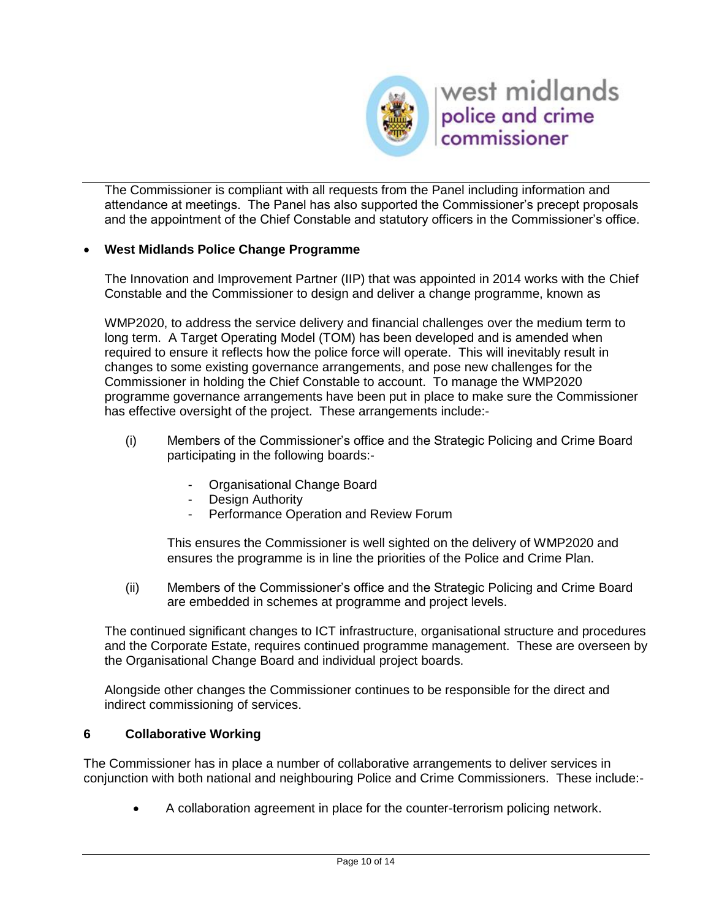The Commissioner is compliant with all requests from the Panel including information and attendance at meetings. The Panel has also supported the Commissioner's precept proposals and the appointment of the Chief Constable and statutory officers in the Commissioner's office.

- **West Midlands Police Change Programme**

  The Innovation and Improvement Partner (IIP) that was appointed in 2014 works with the Chief Constable and the Commissioner to design and deliver a change programme, known as

  WMP2020, to address the service delivery and financial challenges over the medium term to long term. A Target Operating Model (TOM) has been developed and is amended when required to ensure it reflects how the police force will operate. This will inevitably result in changes to some existing governance arrangements, and pose new challenges for the Commissioner in holding the Chief Constable to account. To manage the WMP2020 programme governance arrangements have been put in place to make sure the Commissioner has effective oversight of the project. These arrangements include:-

  (i) Members of the Commissioner's office and the Strategic Policing and Crime Board participating in the following boards:-

  - Organisational Change Board
  - Design Authority
  - Performance Operation and Review Forum

  This ensures the Commissioner is well sighted on the delivery of WMP2020 and ensures the programme is in line the priorities of the Police and Crime Plan.

  (ii) Members of the Commissioner's office and the Strategic Policing and Crime Board are embedded in schemes at programme and project levels.

  The continued significant changes to ICT infrastructure, organisational structure and procedures and the Corporate Estate, requires continued programme management. These are overseen by the Organisational Change Board and individual project boards.

  Alongside other changes the Commissioner continues to be responsible for the direct and indirect commissioning of services.

## 6 Collaborative Working

The Commissioner has in place a number of collaborative arrangements to deliver services in conjunction with both national and neighbouring Police and Crime Commissioners. These include:-

- A collaboration agreement in place for the counter-terrorism policing network.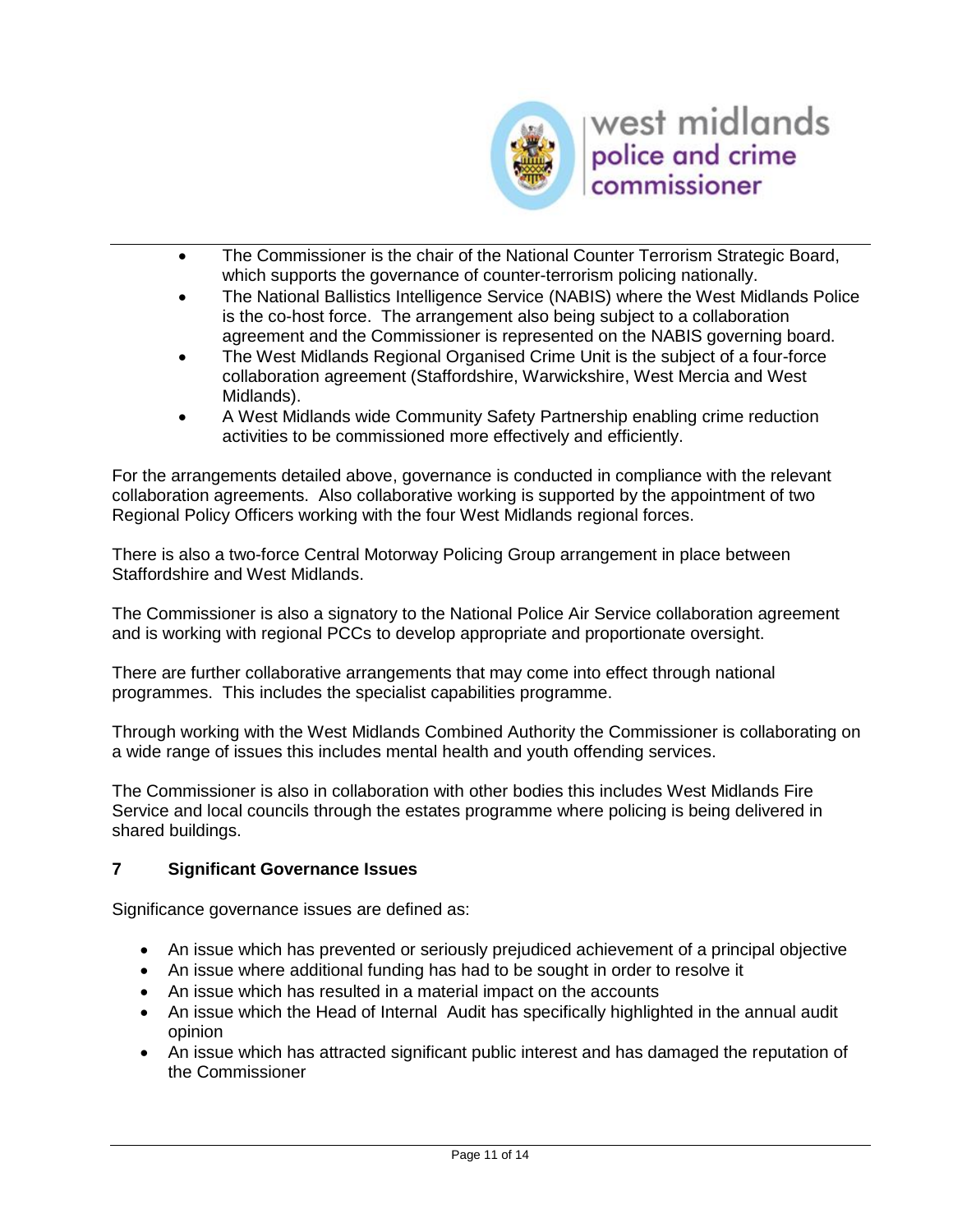- The Commissioner is the chair of the National Counter Terrorism Strategic Board, which supports the governance of counter-terrorism policing nationally.
- The National Ballistics Intelligence Service (NABIS) where the West Midlands Police is the co-host force. The arrangement also being subject to a collaboration agreement and the Commissioner is represented on the NABIS governing board.
- The West Midlands Regional Organised Crime Unit is the subject of a four-force collaboration agreement (Staffordshire, Warwickshire, West Mercia and West Midlands).
- A West Midlands wide Community Safety Partnership enabling crime reduction activities to be commissioned more effectively and efficiently.

For the arrangements detailed above, governance is conducted in compliance with the relevant collaboration agreements. Also collaborative working is supported by the appointment of two Regional Policy Officers working with the four West Midlands regional forces.

There is also a two-force Central Motorway Policing Group arrangement in place between Staffordshire and West Midlands.

The Commissioner is also a signatory to the National Police Air Service collaboration agreement and is working with regional PCCs to develop appropriate and proportionate oversight.

There are further collaborative arrangements that may come into effect through national programmes. This includes the specialist capabilities programme.

Through working with the West Midlands Combined Authority the Commissioner is collaborating on a wide range of issues this includes mental health and youth offending services.

The Commissioner is also in collaboration with other bodies this includes West Midlands Fire Service and local councils through the estates programme where policing is being delivered in shared buildings.

## 7 Significant Governance Issues

Significance governance issues are defined as:

- An issue which has prevented or seriously prejudiced achievement of a principal objective
- An issue where additional funding has had to be sought in order to resolve it
- An issue which has resulted in a material impact on the accounts
- An issue which the Head of Internal Audit has specifically highlighted in the annual audit opinion
- An issue which has attracted significant public interest and has damaged the reputation of the Commissioner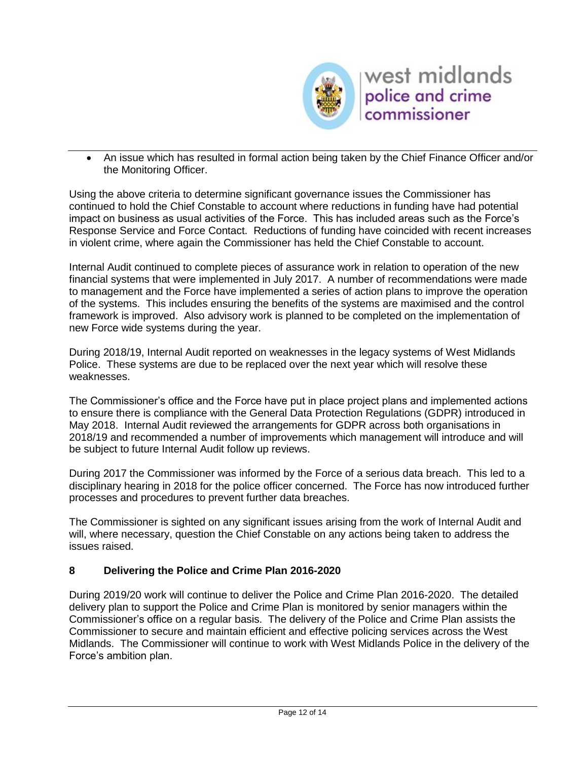- An issue which has resulted in formal action being taken by the Chief Finance Officer and/or the Monitoring Officer.

Using the above criteria to determine significant governance issues the Commissioner has continued to hold the Chief Constable to account where reductions in funding have had potential impact on business as usual activities of the Force. This has included areas such as the Force's Response Service and Force Contact. Reductions of funding have coincided with recent increases in violent crime, where again the Commissioner has held the Chief Constable to account.

Internal Audit continued to complete pieces of assurance work in relation to operation of the new financial systems that were implemented in July 2017. A number of recommendations were made to management and the Force have implemented a series of action plans to improve the operation of the systems. This includes ensuring the benefits of the systems are maximised and the control framework is improved. Also advisory work is planned to be completed on the implementation of new Force wide systems during the year.

During 2018/19, Internal Audit reported on weaknesses in the legacy systems of West Midlands Police. These systems are due to be replaced over the next year which will resolve these weaknesses.

The Commissioner's office and the Force have put in place project plans and implemented actions to ensure there is compliance with the General Data Protection Regulations (GDPR) introduced in May 2018. Internal Audit reviewed the arrangements for GDPR across both organisations in 2018/19 and recommended a number of improvements which management will introduce and will be subject to future Internal Audit follow up reviews.

During 2017 the Commissioner was informed by the Force of a serious data breach. This led to a disciplinary hearing in 2018 for the police officer concerned. The Force has now introduced further processes and procedures to prevent further data breaches.

The Commissioner is sighted on any significant issues arising from the work of Internal Audit and will, where necessary, question the Chief Constable on any actions being taken to address the issues raised.

## 8 Delivering the Police and Crime Plan 2016-2020

During 2019/20 work will continue to deliver the Police and Crime Plan 2016-2020. The detailed delivery plan to support the Police and Crime Plan is monitored by senior managers within the Commissioner's office on a regular basis. The delivery of the Police and Crime Plan assists the Commissioner to secure and maintain efficient and effective policing services across the West Midlands. The Commissioner will continue to work with West Midlands Police in the delivery of the Force's ambition plan.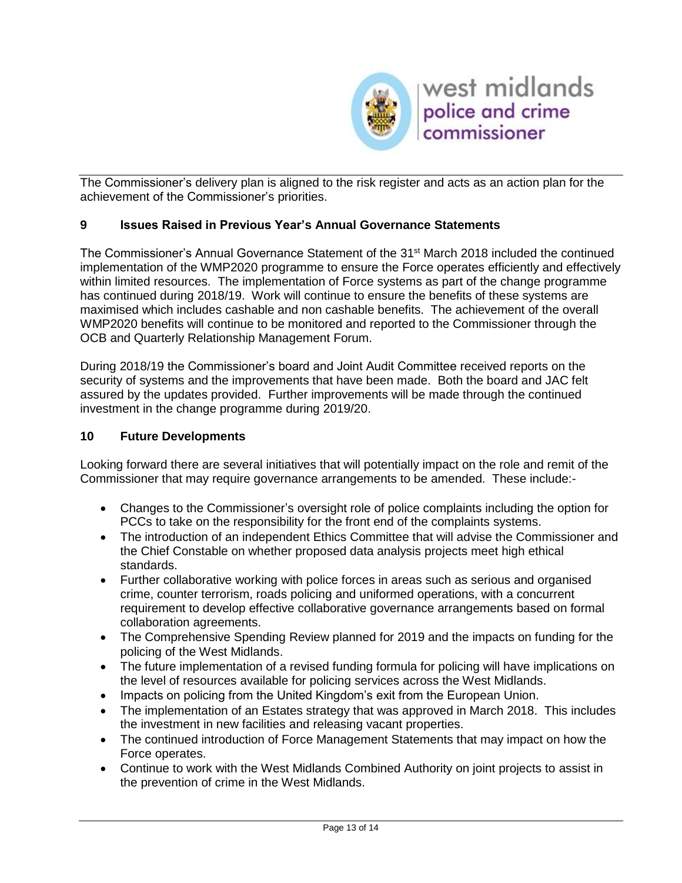The Commissioner's delivery plan is aligned to the risk register and acts as an action plan for the achievement of the Commissioner's priorities.

## 9 Issues Raised in Previous Year's Annual Governance Statements

The Commissioner's Annual Governance Statement of the 31st March 2018 included the continued implementation of the WMP2020 programme to ensure the Force operates efficiently and effectively within limited resources. The implementation of Force systems as part of the change programme has continued during 2018/19. Work will continue to ensure the benefits of these systems are maximised which includes cashable and non cashable benefits. The achievement of the overall WMP2020 benefits will continue to be monitored and reported to the Commissioner through the OCB and Quarterly Relationship Management Forum.

During 2018/19 the Commissioner's board and Joint Audit Committee received reports on the security of systems and the improvements that have been made. Both the board and JAC felt assured by the updates provided. Further improvements will be made through the continued investment in the change programme during 2019/20.

## 10 Future Developments

Looking forward there are several initiatives that will potentially impact on the role and remit of the Commissioner that may require governance arrangements to be amended. These include:-

- Changes to the Commissioner's oversight role of police complaints including the option for PCCs to take on the responsibility for the front end of the complaints systems.
- The introduction of an independent Ethics Committee that will advise the Commissioner and the Chief Constable on whether proposed data analysis projects meet high ethical standards.
- Further collaborative working with police forces in areas such as serious and organised crime, counter terrorism, roads policing and uniformed operations, with a concurrent requirement to develop effective collaborative governance arrangements based on formal collaboration agreements.
- The Comprehensive Spending Review planned for 2019 and the impacts on funding for the policing of the West Midlands.
- The future implementation of a revised funding formula for policing will have implications on the level of resources available for policing services across the West Midlands.
- Impacts on policing from the United Kingdom's exit from the European Union.
- The implementation of an Estates strategy that was approved in March 2018. This includes the investment in new facilities and releasing vacant properties.
- The continued introduction of Force Management Statements that may impact on how the Force operates.
- Continue to work with the West Midlands Combined Authority on joint projects to assist in the prevention of crime in the West Midlands.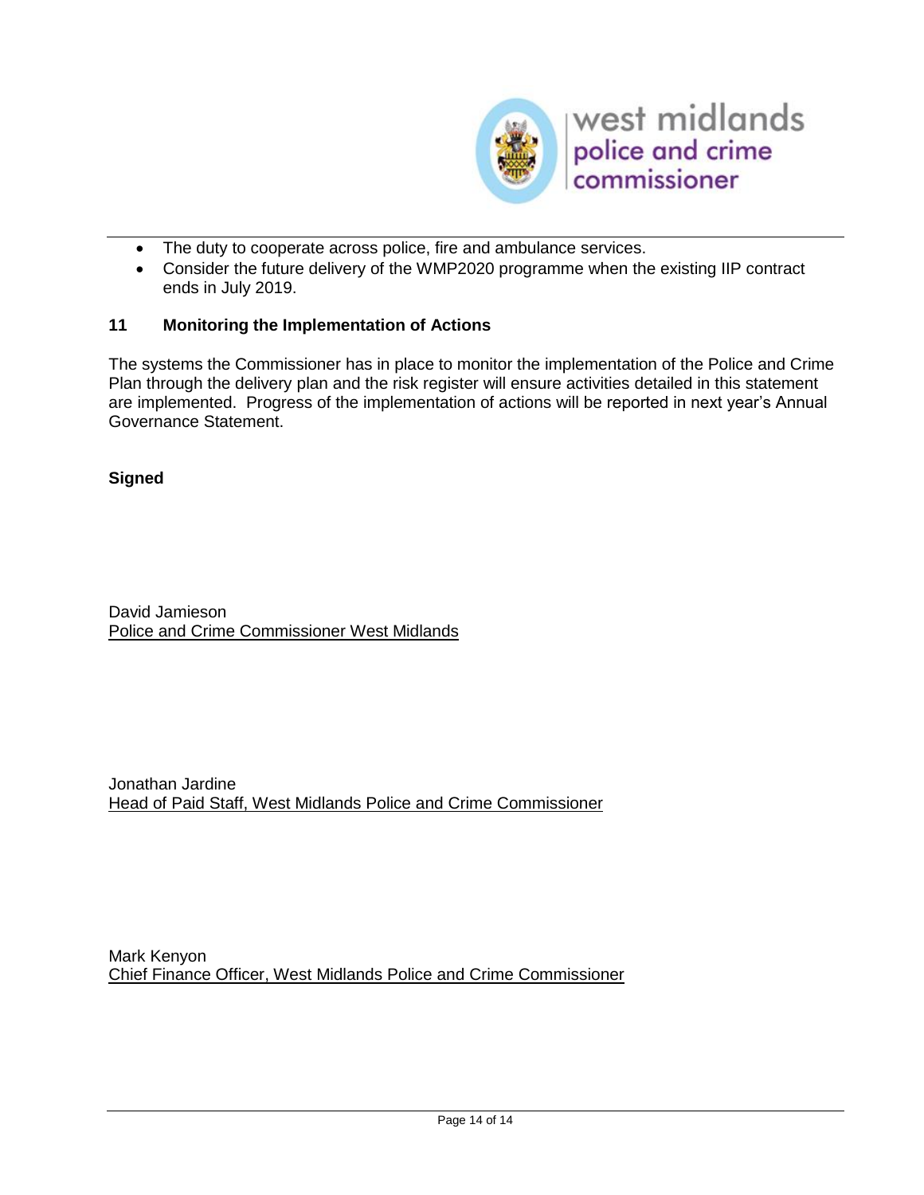- The duty to cooperate across police, fire and ambulance services.
- Consider the future delivery of the WMP2020 programme when the existing IIP contract ends in July 2019.

## 11 Monitoring the Implementation of Actions

The systems the Commissioner has in place to monitor the implementation of the Police and Crime Plan through the delivery plan and the risk register will ensure activities detailed in this statement are implemented. Progress of the implementation of actions will be reported in next year's Annual Governance Statement.

**Signed**

David Jamieson
Police and Crime Commissioner West Midlands

Jonathan Jardine
Head of Paid Staff, West Midlands Police and Crime Commissioner

Mark Kenyon
Chief Finance Officer, West Midlands Police and Crime Commissioner